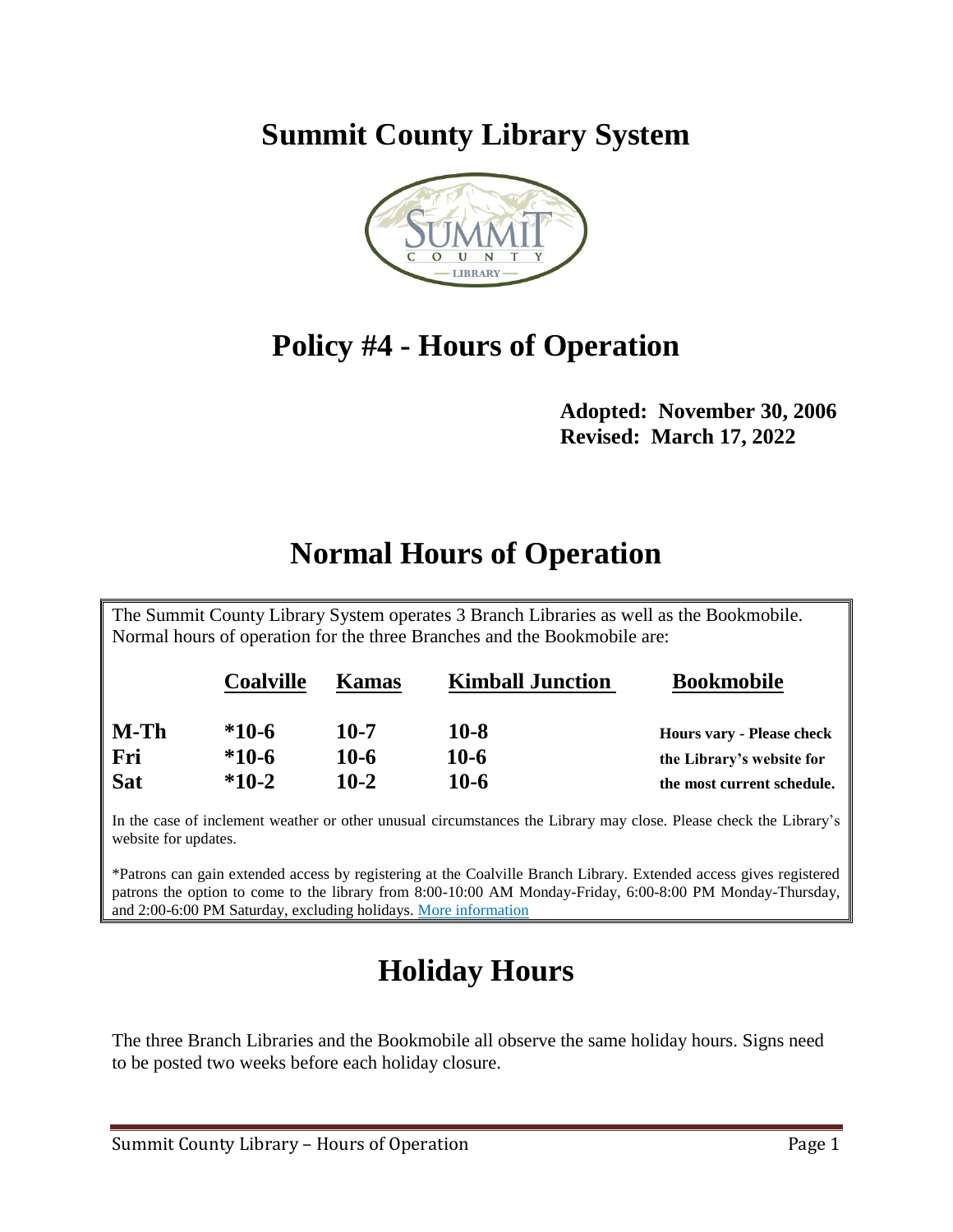# Summit County Library System

# Policy #4 - Hours of Operation

**Adopted: November 30, 2006**
**Revised: March 17, 2022**

## Normal Hours of Operation

The Summit County Library System operates 3 Branch Libraries as well as the Bookmobile. Normal hours of operation for the three Branches and the Bookmobile are:

| | Coalville | Kamas | Kimball Junction | Bookmobile |
|---|---|---|---|---|
| M-Th | *10-6 | 10-7 | 10-8 | Hours vary - Please check |
| Fri | *10-6 | 10-6 | 10-6 | the Library's website for |
| Sat | *10-2 | 10-2 | 10-6 | the most current schedule. |

In the case of inclement weather or other unusual circumstances the Library may close. Please check the Library's website for updates.

*Patrons can gain extended access by registering at the Coalville Branch Library. Extended access gives registered patrons the option to come to the library from 8:00-10:00 AM Monday-Friday, 6:00-8:00 PM Monday-Thursday, and 2:00-6:00 PM Saturday, excluding holidays. More information

## Holiday Hours

The three Branch Libraries and the Bookmobile all observe the same holiday hours. Signs need to be posted two weeks before each holiday closure.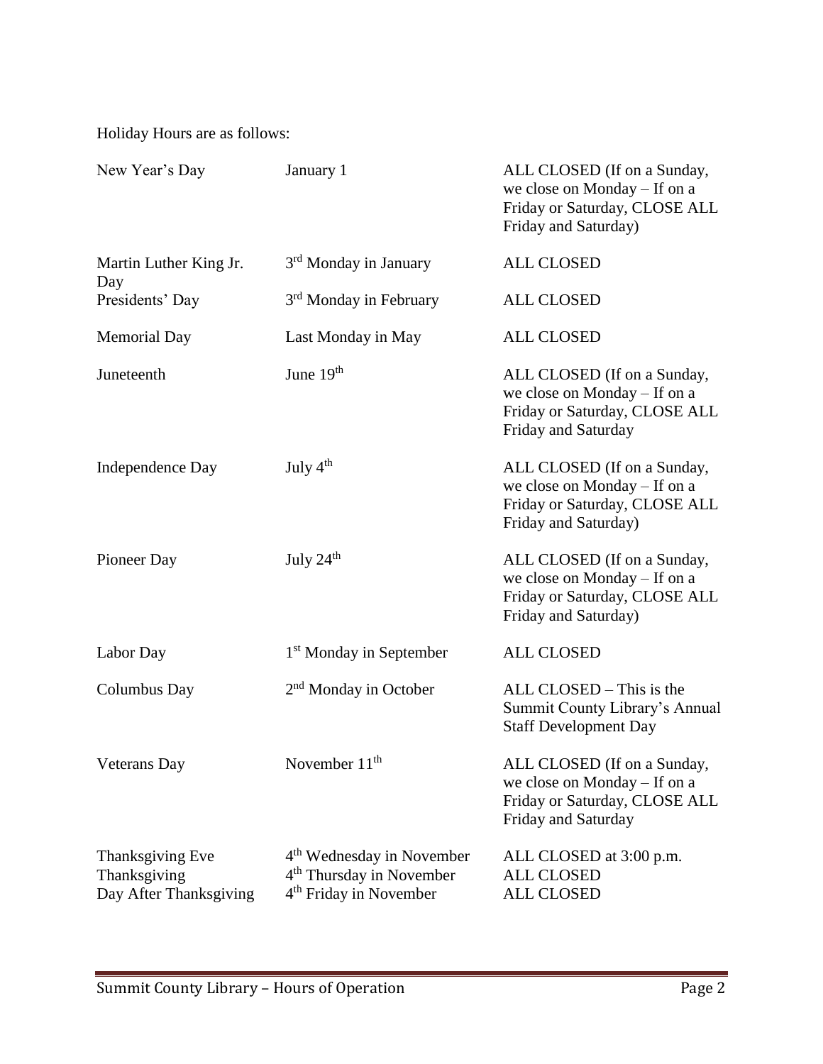Holiday Hours are as follows:

| | | |
|---|---|---|
| New Year's Day | January 1 | ALL CLOSED (If on a Sunday, we close on Monday – If on a Friday or Saturday, CLOSE ALL Friday and Saturday) |
| Martin Luther King Jr. Day | 3rd Monday in January | ALL CLOSED |
| Presidents' Day | 3rd Monday in February | ALL CLOSED |
| Memorial Day | Last Monday in May | ALL CLOSED |
| Juneteenth | June 19th | ALL CLOSED (If on a Sunday, we close on Monday – If on a Friday or Saturday, CLOSE ALL Friday and Saturday |
| Independence Day | July 4th | ALL CLOSED (If on a Sunday, we close on Monday – If on a Friday or Saturday, CLOSE ALL Friday and Saturday) |
| Pioneer Day | July 24th | ALL CLOSED (If on a Sunday, we close on Monday – If on a Friday or Saturday, CLOSE ALL Friday and Saturday) |
| Labor Day | 1st Monday in September | ALL CLOSED |
| Columbus Day | 2nd Monday in October | ALL CLOSED – This is the Summit County Library's Annual Staff Development Day |
| Veterans Day | November 11th | ALL CLOSED (If on a Sunday, we close on Monday – If on a Friday or Saturday, CLOSE ALL Friday and Saturday |
| Thanksgiving Eve | 4th Wednesday in November | ALL CLOSED at 3:00 p.m. |
| Thanksgiving | 4th Thursday in November | ALL CLOSED |
| Day After Thanksgiving | 4th Friday in November | ALL CLOSED |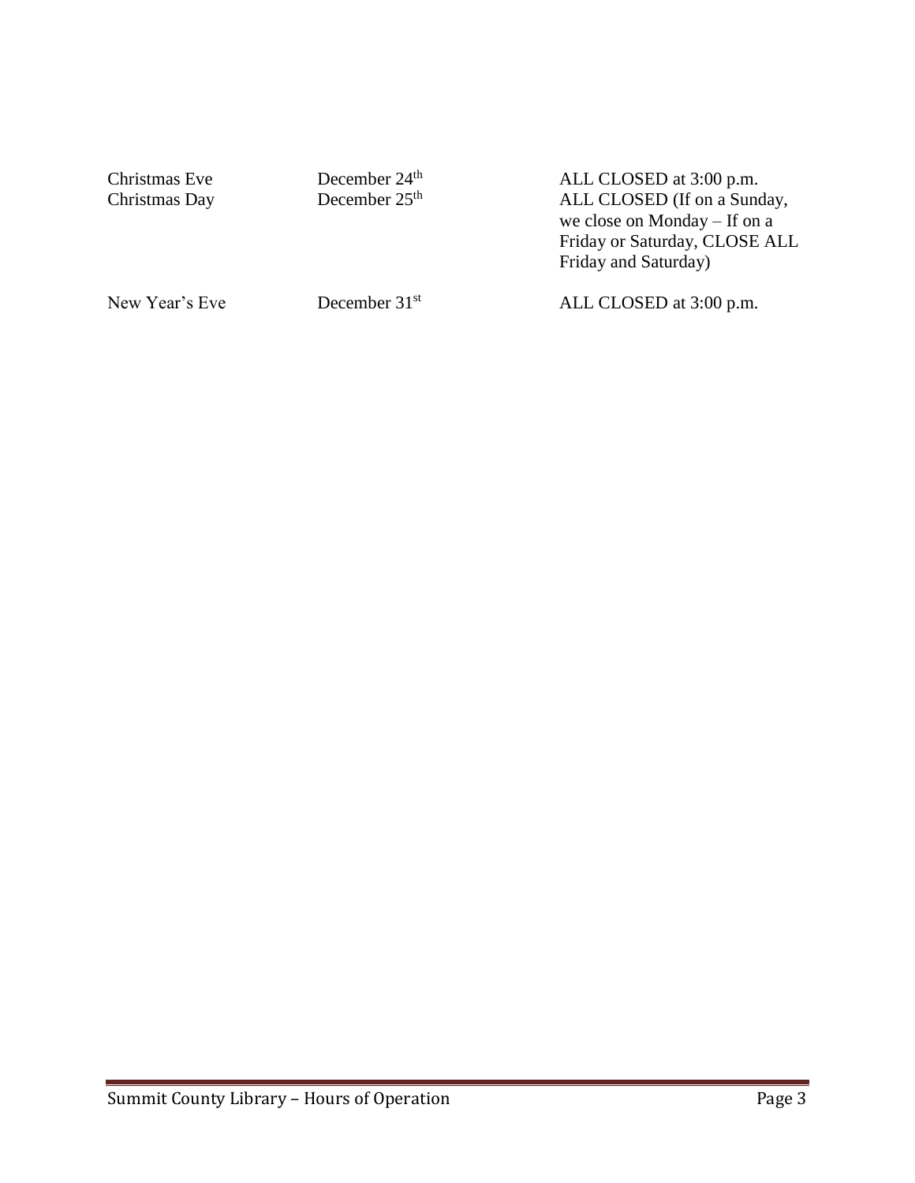| | | |
|---|---|---|
| Christmas Eve | December 24th | ALL CLOSED at 3:00 p.m. |
| Christmas Day | December 25th | ALL CLOSED (If on a Sunday, we close on Monday – If on a Friday or Saturday, CLOSE ALL Friday and Saturday) |
| New Year's Eve | December 31st | ALL CLOSED at 3:00 p.m. |